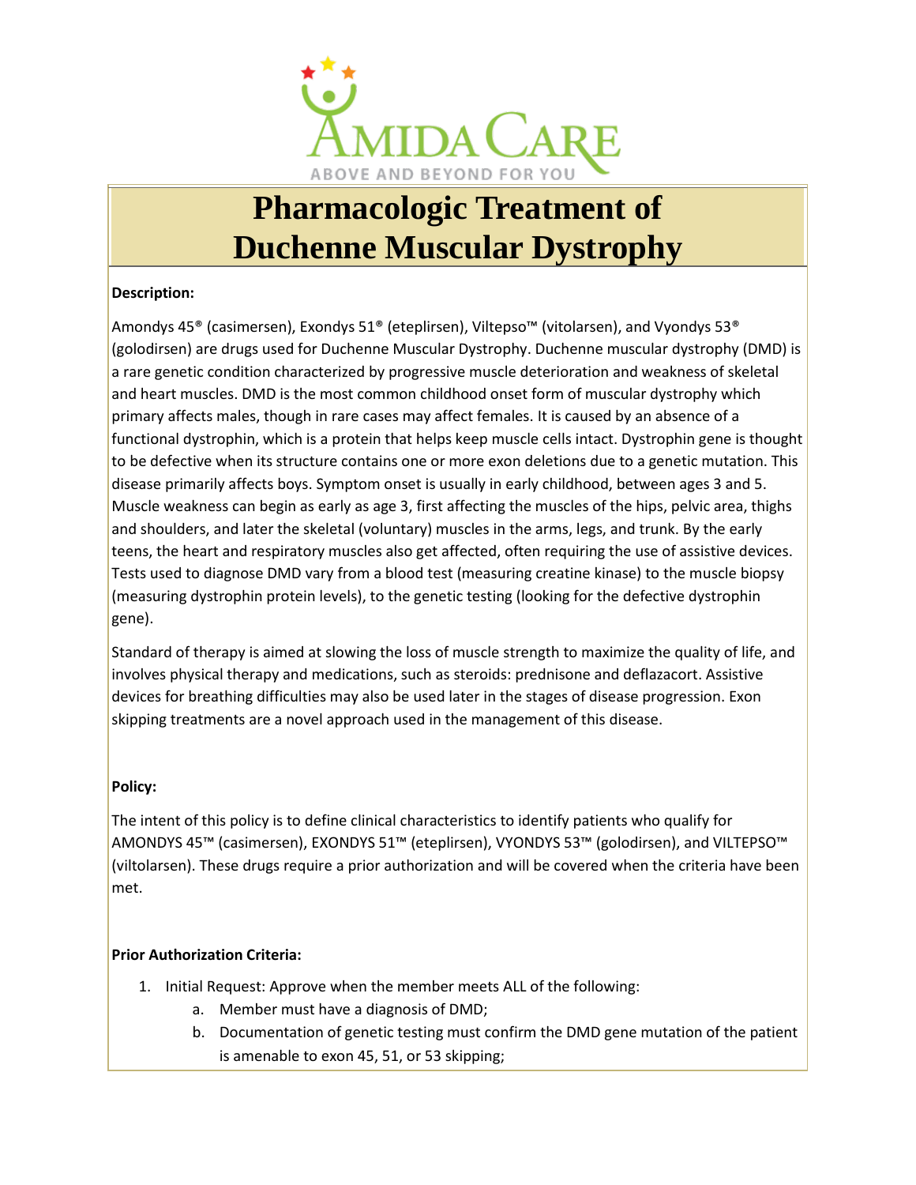# Pharmacologic Treatment of Duchenne Muscular Dystrophy

**Description:**

Amondys 45® (casimersen), Exondys 51® (eteplirsen), Viltepso™ (vitolarsen), and Vyondys 53® (golodirsen) are drugs used for Duchenne Muscular Dystrophy. Duchenne muscular dystrophy (DMD) is a rare genetic condition characterized by progressive muscle deterioration and weakness of skeletal and heart muscles. DMD is the most common childhood onset form of muscular dystrophy which primary affects males, though in rare cases may affect females. It is caused by an absence of a functional dystrophin, which is a protein that helps keep muscle cells intact. Dystrophin gene is thought to be defective when its structure contains one or more exon deletions due to a genetic mutation. This disease primarily affects boys. Symptom onset is usually in early childhood, between ages 3 and 5. Muscle weakness can begin as early as age 3, first affecting the muscles of the hips, pelvic area, thighs and shoulders, and later the skeletal (voluntary) muscles in the arms, legs, and trunk. By the early teens, the heart and respiratory muscles also get affected, often requiring the use of assistive devices. Tests used to diagnose DMD vary from a blood test (measuring creatine kinase) to the muscle biopsy (measuring dystrophin protein levels), to the genetic testing (looking for the defective dystrophin gene).

Standard of therapy is aimed at slowing the loss of muscle strength to maximize the quality of life, and involves physical therapy and medications, such as steroids: prednisone and deflazacort. Assistive devices for breathing difficulties may also be used later in the stages of disease progression. Exon skipping treatments are a novel approach used in the management of this disease.

**Policy:**

The intent of this policy is to define clinical characteristics to identify patients who qualify for AMONDYS 45™ (casimersen), EXONDYS 51™ (eteplirsen), VYONDYS 53™ (golodirsen), and VILTEPSO™ (viltolarsen). These drugs require a prior authorization and will be covered when the criteria have been met.

**Prior Authorization Criteria:**

1. Initial Request: Approve when the member meets ALL of the following:
    a. Member must have a diagnosis of DMD;
    b. Documentation of genetic testing must confirm the DMD gene mutation of the patient is amenable to exon 45, 51, or 53 skipping;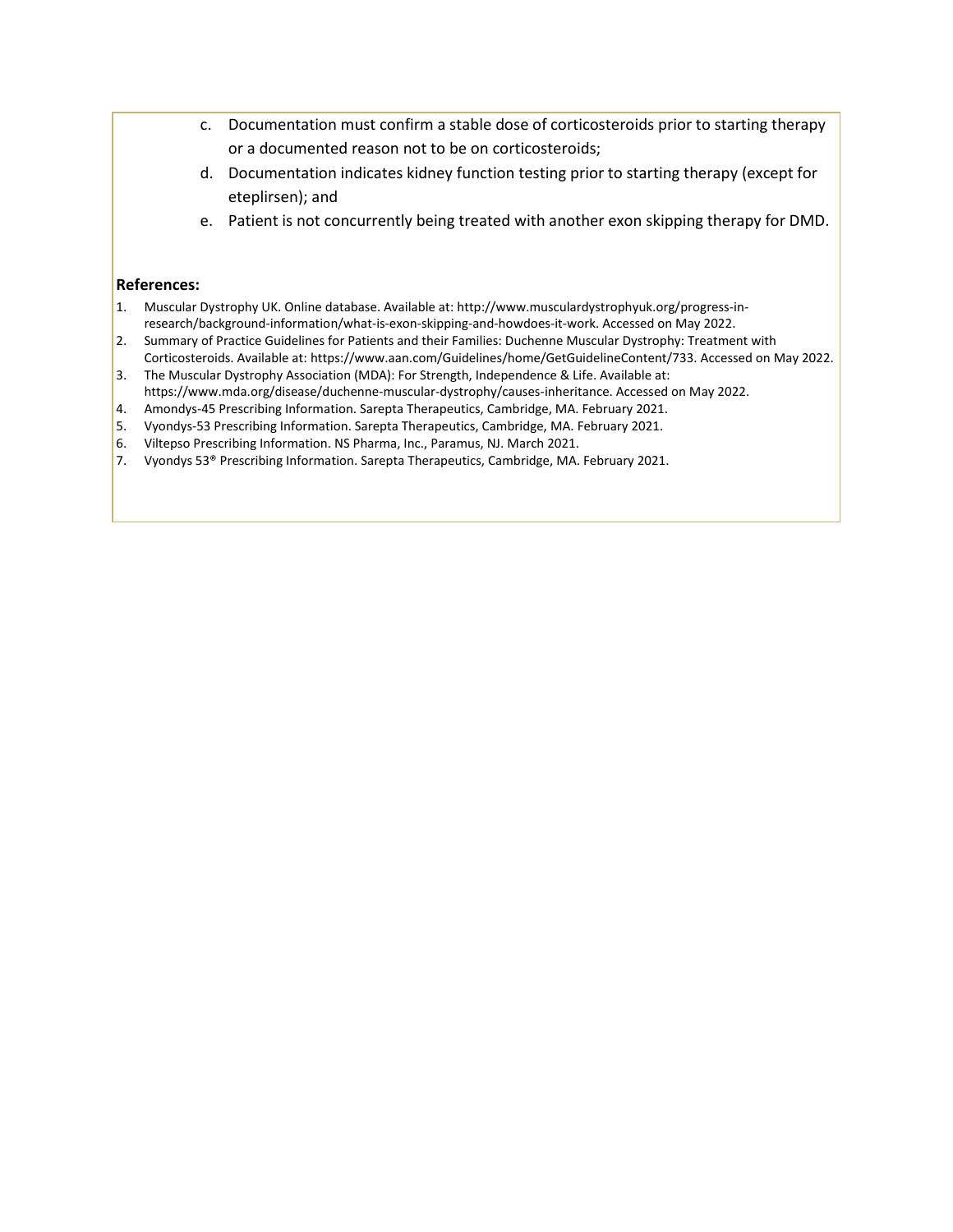c. Documentation must confirm a stable dose of corticosteroids prior to starting therapy or a documented reason not to be on corticosteroids;
d. Documentation indicates kidney function testing prior to starting therapy (except for eteplirsen); and
e. Patient is not concurrently being treated with another exon skipping therapy for DMD.

**References:**

1. Muscular Dystrophy UK. Online database. Available at: http://www.musculardystrophyuk.org/progress-in-research/background-information/what-is-exon-skipping-and-howdoes-it-work. Accessed on May 2022.
2. Summary of Practice Guidelines for Patients and their Families: Duchenne Muscular Dystrophy: Treatment with Corticosteroids. Available at: https://www.aan.com/Guidelines/home/GetGuidelineContent/733. Accessed on May 2022.
3. The Muscular Dystrophy Association (MDA): For Strength, Independence & Life. Available at: https://www.mda.org/disease/duchenne-muscular-dystrophy/causes-inheritance. Accessed on May 2022.
4. Amondys-45 Prescribing Information. Sarepta Therapeutics, Cambridge, MA. February 2021.
5. Vyondys-53 Prescribing Information. Sarepta Therapeutics, Cambridge, MA. February 2021.
6. Viltepso Prescribing Information. NS Pharma, Inc., Paramus, NJ. March 2021.
7. Vyondys 53® Prescribing Information. Sarepta Therapeutics, Cambridge, MA. February 2021.